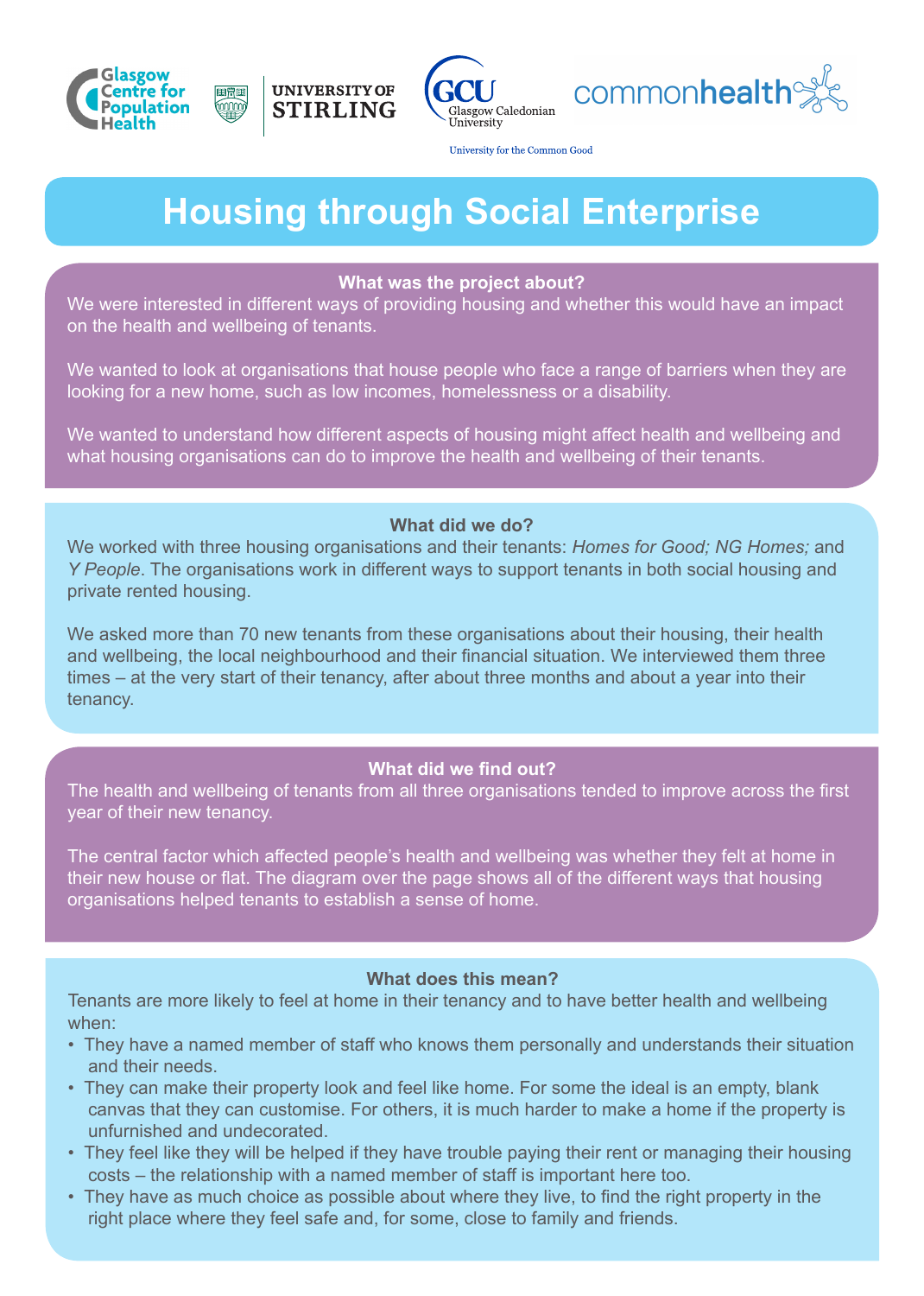# Housing through Social Enterprise

## What was the project about?

We were interested in different ways of providing housing and whether this would have an impact on the health and wellbeing of tenants.

We wanted to look at organisations that house people who face a range of barriers when they are looking for a new home, such as low incomes, homelessness or a disability.

We wanted to understand how different aspects of housing might affect health and wellbeing and what housing organisations can do to improve the health and wellbeing of their tenants.

## What did we do?

We worked with three housing organisations and their tenants: *Homes for Good; NG Homes;* and *Y People*. The organisations work in different ways to support tenants in both social housing and private rented housing.

We asked more than 70 new tenants from these organisations about their housing, their health and wellbeing, the local neighbourhood and their financial situation. We interviewed them three times – at the very start of their tenancy, after about three months and about a year into their tenancy.

## What did we find out?

The health and wellbeing of tenants from all three organisations tended to improve across the first year of their new tenancy.

The central factor which affected people's health and wellbeing was whether they felt at home in their new house or flat. The diagram over the page shows all of the different ways that housing organisations helped tenants to establish a sense of home.

## What does this mean?

Tenants are more likely to feel at home in their tenancy and to have better health and wellbeing when:

- They have a named member of staff who knows them personally and understands their situation and their needs.
- They can make their property look and feel like home. For some the ideal is an empty, blank canvas that they can customise. For others, it is much harder to make a home if the property is unfurnished and undecorated.
- They feel like they will be helped if they have trouble paying their rent or managing their housing costs – the relationship with a named member of staff is important here too.
- They have as much choice as possible about where they live, to find the right property in the right place where they feel safe and, for some, close to family and friends.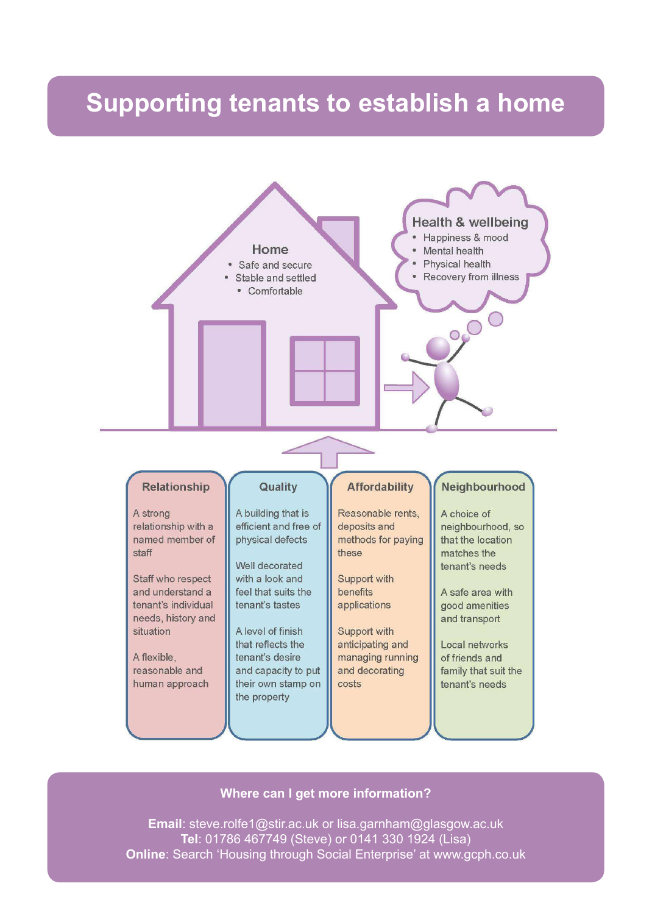# Supporting tenants to establish a home

## Home

- Safe and secure
- Stable and settled
- Comfortable

## Health & wellbeing

- Happiness & mood
- Mental health
- Physical health
- Recovery from illness

## Relationship

A strong relationship with a named member of staff

Staff who respect and understand a tenant's individual needs, history and situation

A flexible, reasonable and human approach

## Quality

A building that is efficient and free of physical defects

Well decorated with a look and feel that suits the tenant's tastes

A level of finish that reflects the tenant's desire and capacity to put their own stamp on the property

## Affordability

Reasonable rents, deposits and methods for paying these

Support with benefits applications

Support with anticipating and managing running and decorating costs

## Neighbourhood

A choice of neighbourhood, so that the location matches the tenant's needs

A safe area with good amenities and transport

Local networks of friends and family that suit the tenant's needs

---

**Where can I get more information?**

**Email**: steve.rolfe1@stir.ac.uk or lisa.garnham@glasgow.ac.uk
**Tel**: 01786 467749 (Steve) or 0141 330 1924 (Lisa)
**Online**: Search 'Housing through Social Enterprise' at www.gcph.co.uk